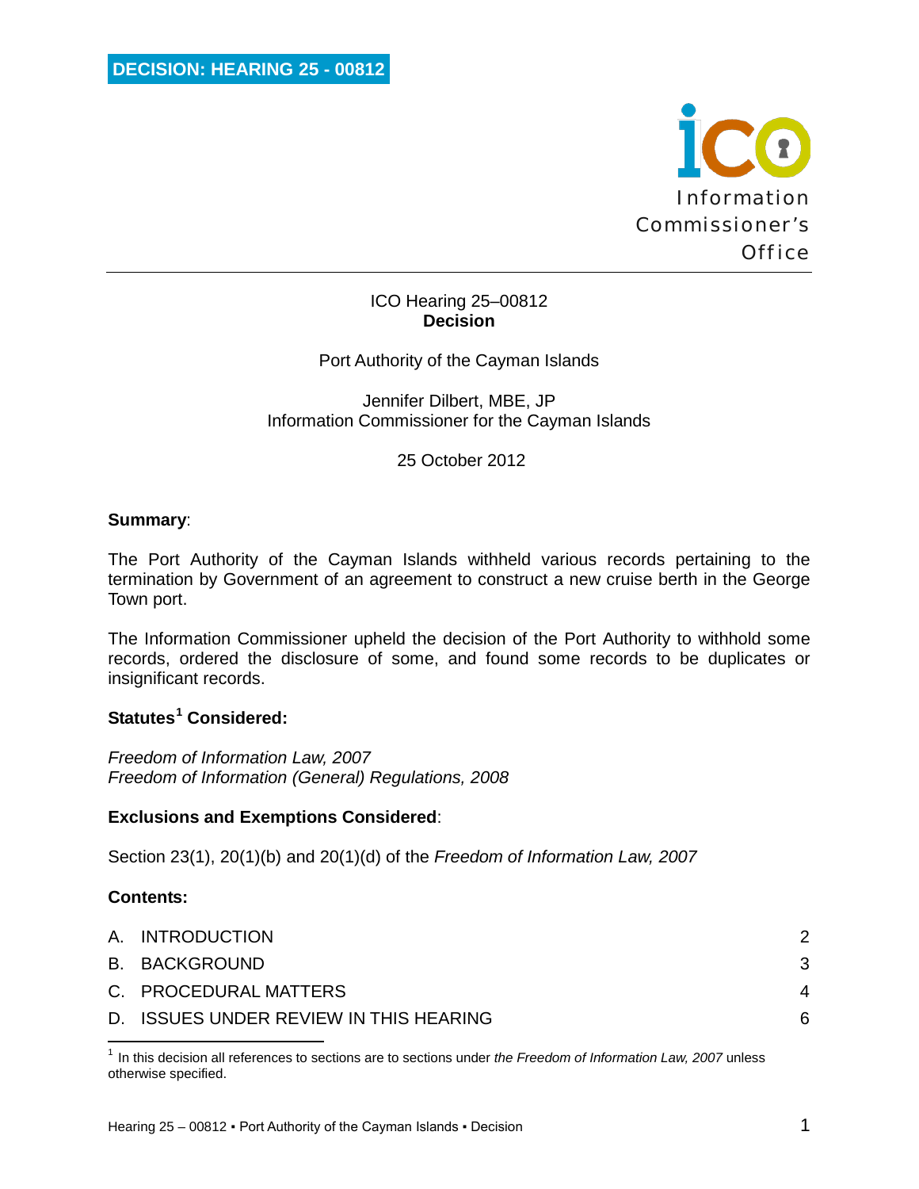**DECISION: HEARING 25 - 00812**

Information Commissioner's Office

ICO Hearing 25–00812
**Decision**

Port Authority of the Cayman Islands

Jennifer Dilbert, MBE, JP
Information Commissioner for the Cayman Islands

25 October 2012

**Summary**:

The Port Authority of the Cayman Islands withheld various records pertaining to the termination by Government of an agreement to construct a new cruise berth in the George Town port.

The Information Commissioner upheld the decision of the Port Authority to withhold some records, ordered the disclosure of some, and found some records to be duplicates or insignificant records.

**Statutes[1] Considered:**

*Freedom of Information Law, 2007*
*Freedom of Information (General) Regulations, 2008*

**Exclusions and Exemptions Considered**:

Section 23(1), 20(1)(b) and 20(1)(d) of the *Freedom of Information Law, 2007*

**Contents:**

| | | |
|---|---|---|
| A. | INTRODUCTION | 2 |
| B. | BACKGROUND | 3 |
| C. | PROCEDURAL MATTERS | 4 |
| D. | ISSUES UNDER REVIEW IN THIS HEARING | 6 |

[1] In this decision all references to sections are to sections under *the Freedom of Information Law, 2007* unless otherwise specified.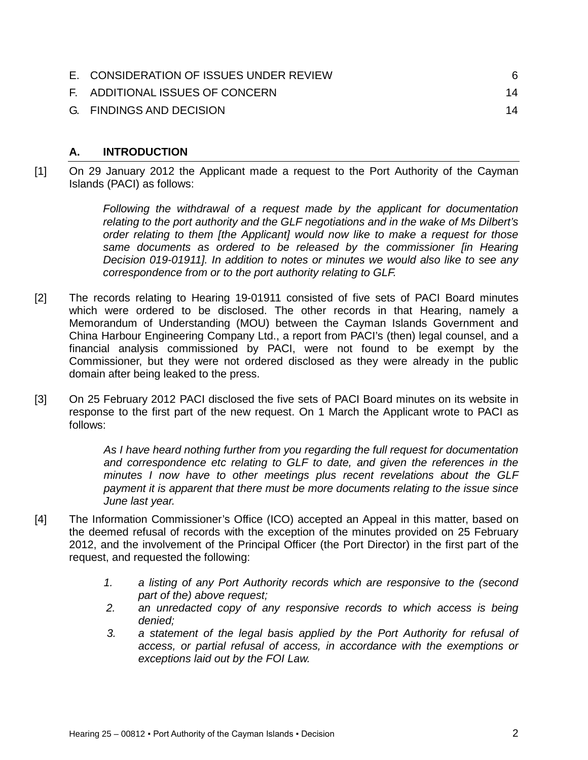| | | |
|---|---|---|
| E. | CONSIDERATION OF ISSUES UNDER REVIEW | 6 |
| F. | ADDITIONAL ISSUES OF CONCERN | 14 |
| G. | FINDINGS AND DECISION | 14 |

## A. INTRODUCTION

[1] On 29 January 2012 the Applicant made a request to the Port Authority of the Cayman Islands (PACI) as follows:

> *Following the withdrawal of a request made by the applicant for documentation relating to the port authority and the GLF negotiations and in the wake of Ms Dilbert's order relating to them [the Applicant] would now like to make a request for those same documents as ordered to be released by the commissioner [in Hearing Decision 019-01911]. In addition to notes or minutes we would also like to see any correspondence from or to the port authority relating to GLF.*

[2] The records relating to Hearing 19-01911 consisted of five sets of PACI Board minutes which were ordered to be disclosed. The other records in that Hearing, namely a Memorandum of Understanding (MOU) between the Cayman Islands Government and China Harbour Engineering Company Ltd., a report from PACI's (then) legal counsel, and a financial analysis commissioned by PACI, were not found to be exempt by the Commissioner, but they were not ordered disclosed as they were already in the public domain after being leaked to the press.

[3] On 25 February 2012 PACI disclosed the five sets of PACI Board minutes on its website in response to the first part of the new request. On 1 March the Applicant wrote to PACI as follows:

> *As I have heard nothing further from you regarding the full request for documentation and correspondence etc relating to GLF to date, and given the references in the minutes I now have to other meetings plus recent revelations about the GLF payment it is apparent that there must be more documents relating to the issue since June last year.*

[4] The Information Commissioner's Office (ICO) accepted an Appeal in this matter, based on the deemed refusal of records with the exception of the minutes provided on 25 February 2012, and the involvement of the Principal Officer (the Port Director) in the first part of the request, and requested the following:

> 1. *a listing of any Port Authority records which are responsive to the (second part of the) above request;*
> 2. *an unredacted copy of any responsive records to which access is being denied;*
> 3. *a statement of the legal basis applied by the Port Authority for refusal of access, or partial refusal of access, in accordance with the exemptions or exceptions laid out by the FOI Law.*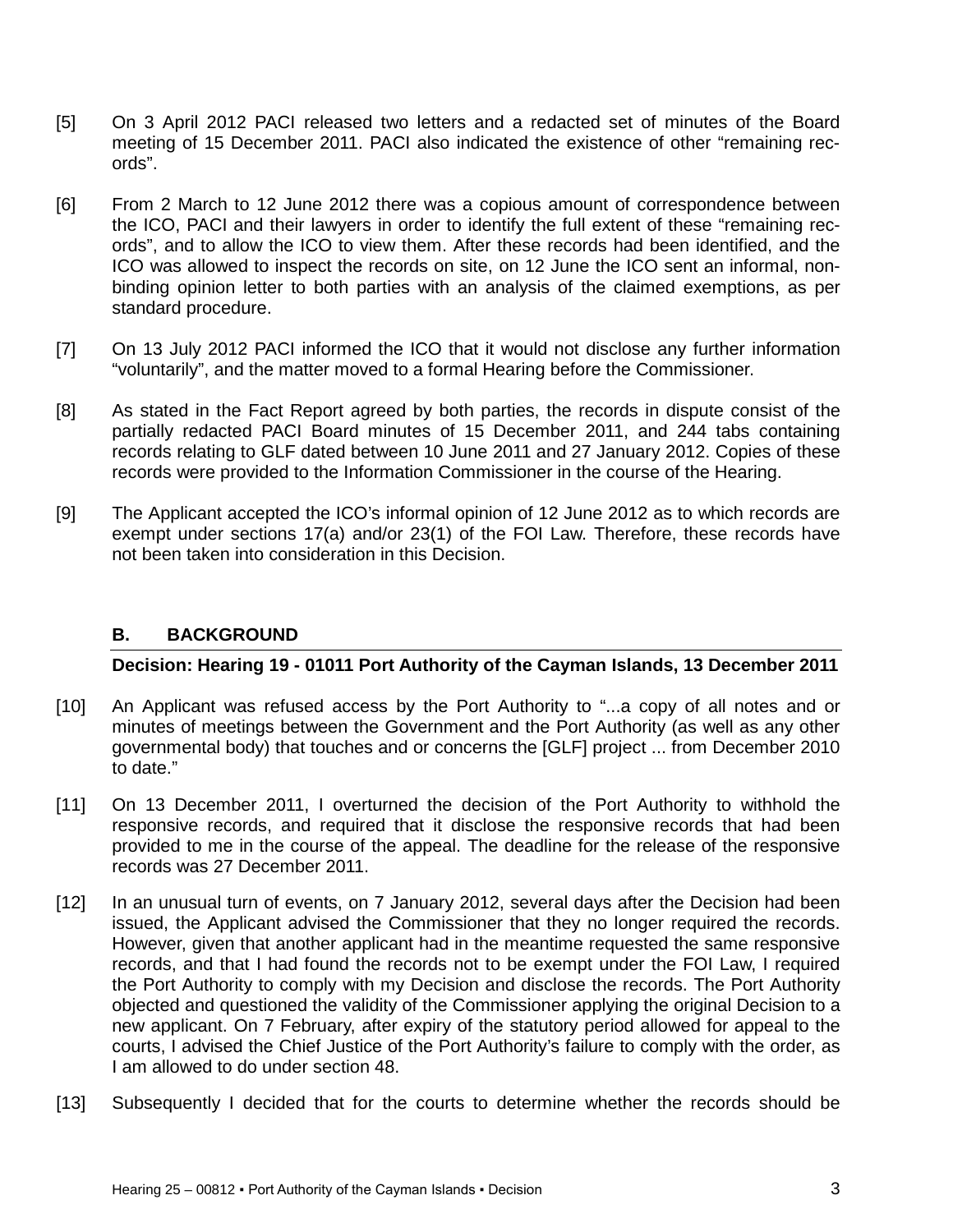[5] On 3 April 2012 PACI released two letters and a redacted set of minutes of the Board meeting of 15 December 2011. PACI also indicated the existence of other "remaining records".

[6] From 2 March to 12 June 2012 there was a copious amount of correspondence between the ICO, PACI and their lawyers in order to identify the full extent of these "remaining records", and to allow the ICO to view them. After these records had been identified, and the ICO was allowed to inspect the records on site, on 12 June the ICO sent an informal, non-binding opinion letter to both parties with an analysis of the claimed exemptions, as per standard procedure.

[7] On 13 July 2012 PACI informed the ICO that it would not disclose any further information "voluntarily", and the matter moved to a formal Hearing before the Commissioner.

[8] As stated in the Fact Report agreed by both parties, the records in dispute consist of the partially redacted PACI Board minutes of 15 December 2011, and 244 tabs containing records relating to GLF dated between 10 June 2011 and 27 January 2012. Copies of these records were provided to the Information Commissioner in the course of the Hearing.

[9] The Applicant accepted the ICO's informal opinion of 12 June 2012 as to which records are exempt under sections 17(a) and/or 23(1) of the FOI Law. Therefore, these records have not been taken into consideration in this Decision.

## B. BACKGROUND

**Decision: Hearing 19 - 01011 Port Authority of the Cayman Islands, 13 December 2011**

[10] An Applicant was refused access by the Port Authority to "...a copy of all notes and or minutes of meetings between the Government and the Port Authority (as well as any other governmental body) that touches and or concerns the [GLF] project ... from December 2010 to date."

[11] On 13 December 2011, I overturned the decision of the Port Authority to withhold the responsive records, and required that it disclose the responsive records that had been provided to me in the course of the appeal. The deadline for the release of the responsive records was 27 December 2011.

[12] In an unusual turn of events, on 7 January 2012, several days after the Decision had been issued, the Applicant advised the Commissioner that they no longer required the records. However, given that another applicant had in the meantime requested the same responsive records, and that I had found the records not to be exempt under the FOI Law, I required the Port Authority to comply with my Decision and disclose the records. The Port Authority objected and questioned the validity of the Commissioner applying the original Decision to a new applicant. On 7 February, after expiry of the statutory period allowed for appeal to the courts, I advised the Chief Justice of the Port Authority's failure to comply with the order, as I am allowed to do under section 48.

[13] Subsequently I decided that for the courts to determine whether the records should be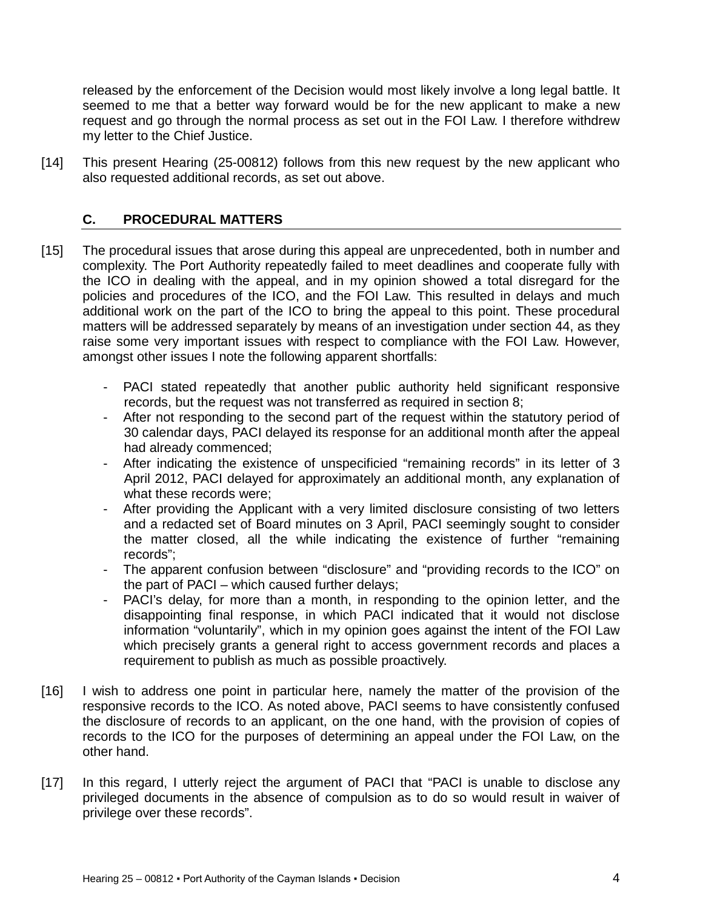released by the enforcement of the Decision would most likely involve a long legal battle. It seemed to me that a better way forward would be for the new applicant to make a new request and go through the normal process as set out in the FOI Law. I therefore withdrew my letter to the Chief Justice.

[14] This present Hearing (25-00812) follows from this new request by the new applicant who also requested additional records, as set out above.

## C. PROCEDURAL MATTERS

[15] The procedural issues that arose during this appeal are unprecedented, both in number and complexity. The Port Authority repeatedly failed to meet deadlines and cooperate fully with the ICO in dealing with the appeal, and in my opinion showed a total disregard for the policies and procedures of the ICO, and the FOI Law. This resulted in delays and much additional work on the part of the ICO to bring the appeal to this point. These procedural matters will be addressed separately by means of an investigation under section 44, as they raise some very important issues with respect to compliance with the FOI Law. However, amongst other issues I note the following apparent shortfalls:

- PACI stated repeatedly that another public authority held significant responsive records, but the request was not transferred as required in section 8;
- After not responding to the second part of the request within the statutory period of 30 calendar days, PACI delayed its response for an additional month after the appeal had already commenced;
- After indicating the existence of unspecificied "remaining records" in its letter of 3 April 2012, PACI delayed for approximately an additional month, any explanation of what these records were;
- After providing the Applicant with a very limited disclosure consisting of two letters and a redacted set of Board minutes on 3 April, PACI seemingly sought to consider the matter closed, all the while indicating the existence of further "remaining records";
- The apparent confusion between "disclosure" and "providing records to the ICO" on the part of PACI – which caused further delays;
- PACI's delay, for more than a month, in responding to the opinion letter, and the disappointing final response, in which PACI indicated that it would not disclose information "voluntarily", which in my opinion goes against the intent of the FOI Law which precisely grants a general right to access government records and places a requirement to publish as much as possible proactively.

[16] I wish to address one point in particular here, namely the matter of the provision of the responsive records to the ICO. As noted above, PACI seems to have consistently confused the disclosure of records to an applicant, on the one hand, with the provision of copies of records to the ICO for the purposes of determining an appeal under the FOI Law, on the other hand.

[17] In this regard, I utterly reject the argument of PACI that "PACI is unable to disclose any privileged documents in the absence of compulsion as to do so would result in waiver of privilege over these records".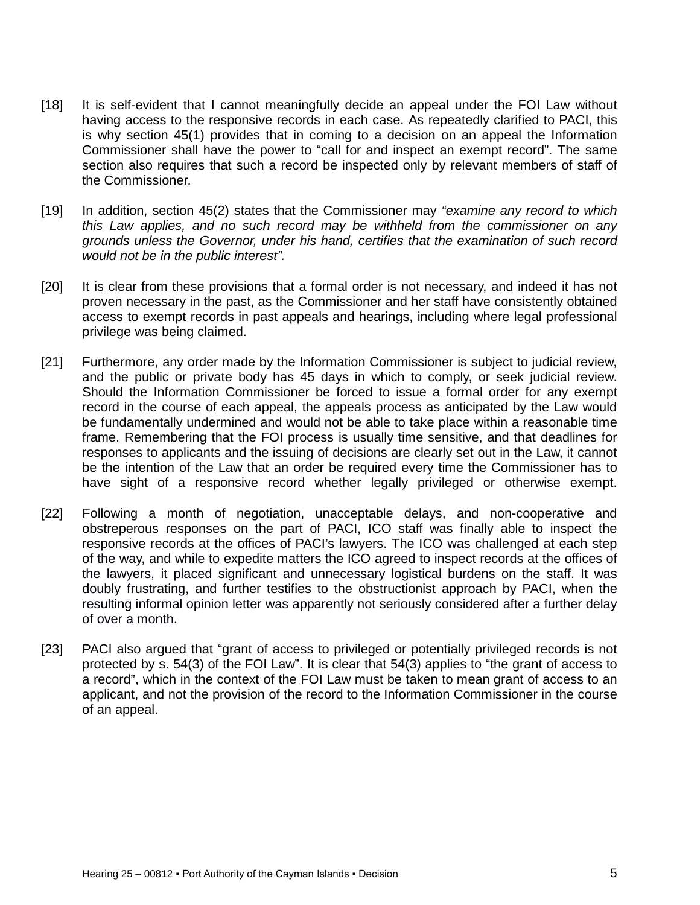[18] It is self-evident that I cannot meaningfully decide an appeal under the FOI Law without having access to the responsive records in each case. As repeatedly clarified to PACI, this is why section 45(1) provides that in coming to a decision on an appeal the Information Commissioner shall have the power to "call for and inspect an exempt record". The same section also requires that such a record be inspected only by relevant members of staff of the Commissioner.

[19] In addition, section 45(2) states that the Commissioner may *"examine any record to which this Law applies, and no such record may be withheld from the commissioner on any grounds unless the Governor, under his hand, certifies that the examination of such record would not be in the public interest".*

[20] It is clear from these provisions that a formal order is not necessary, and indeed it has not proven necessary in the past, as the Commissioner and her staff have consistently obtained access to exempt records in past appeals and hearings, including where legal professional privilege was being claimed.

[21] Furthermore, any order made by the Information Commissioner is subject to judicial review, and the public or private body has 45 days in which to comply, or seek judicial review. Should the Information Commissioner be forced to issue a formal order for any exempt record in the course of each appeal, the appeals process as anticipated by the Law would be fundamentally undermined and would not be able to take place within a reasonable time frame. Remembering that the FOI process is usually time sensitive, and that deadlines for responses to applicants and the issuing of decisions are clearly set out in the Law, it cannot be the intention of the Law that an order be required every time the Commissioner has to have sight of a responsive record whether legally privileged or otherwise exempt.

[22] Following a month of negotiation, unacceptable delays, and non-cooperative and obstreperous responses on the part of PACI, ICO staff was finally able to inspect the responsive records at the offices of PACI's lawyers. The ICO was challenged at each step of the way, and while to expedite matters the ICO agreed to inspect records at the offices of the lawyers, it placed significant and unnecessary logistical burdens on the staff. It was doubly frustrating, and further testifies to the obstructionist approach by PACI, when the resulting informal opinion letter was apparently not seriously considered after a further delay of over a month.

[23] PACI also argued that "grant of access to privileged or potentially privileged records is not protected by s. 54(3) of the FOI Law". It is clear that 54(3) applies to "the grant of access to a record", which in the context of the FOI Law must be taken to mean grant of access to an applicant, and not the provision of the record to the Information Commissioner in the course of an appeal.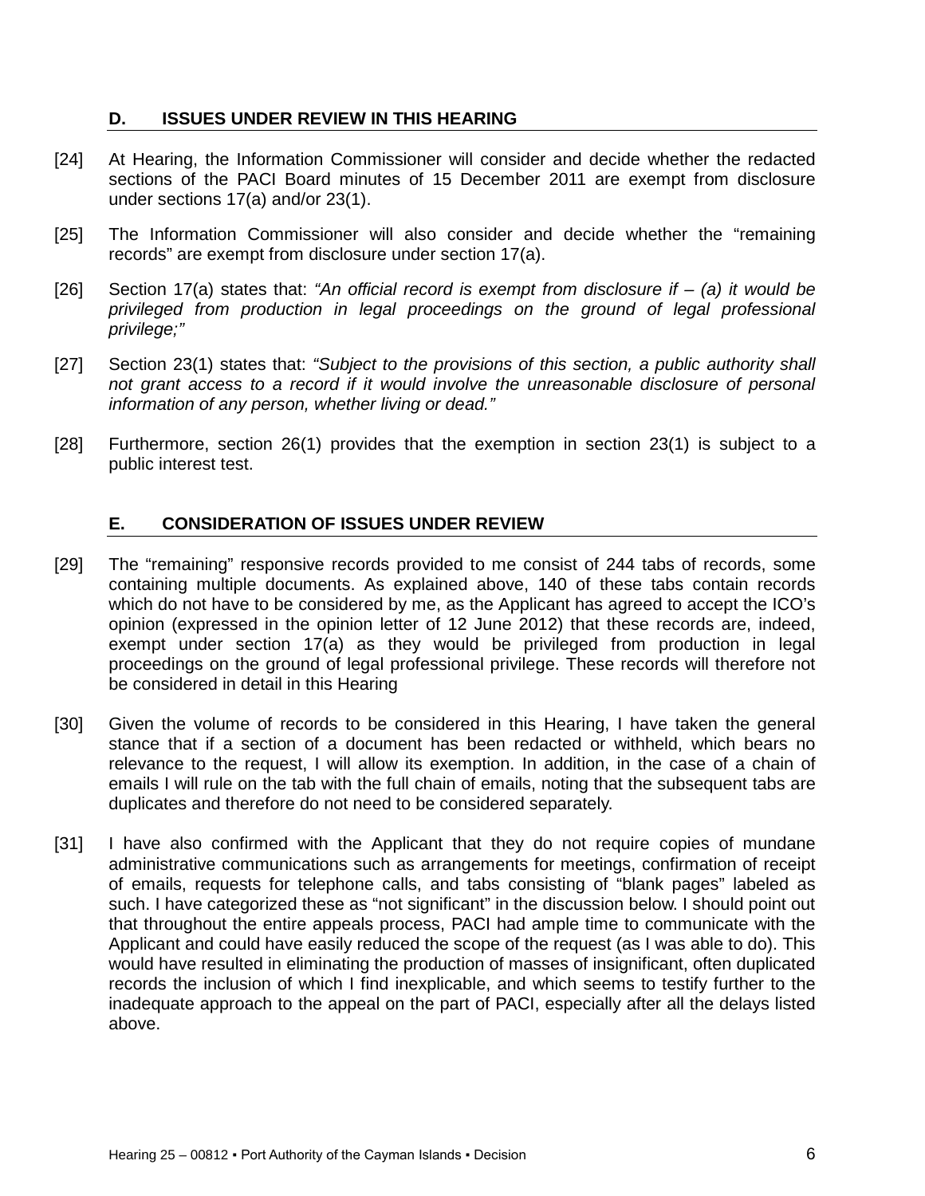## D. ISSUES UNDER REVIEW IN THIS HEARING

[24] At Hearing, the Information Commissioner will consider and decide whether the redacted sections of the PACI Board minutes of 15 December 2011 are exempt from disclosure under sections 17(a) and/or 23(1).

[25] The Information Commissioner will also consider and decide whether the "remaining records" are exempt from disclosure under section 17(a).

[26] Section 17(a) states that: *"An official record is exempt from disclosure if – (a) it would be privileged from production in legal proceedings on the ground of legal professional privilege;"*

[27] Section 23(1) states that: *"Subject to the provisions of this section, a public authority shall not grant access to a record if it would involve the unreasonable disclosure of personal information of any person, whether living or dead."*

[28] Furthermore, section 26(1) provides that the exemption in section 23(1) is subject to a public interest test.

## E. CONSIDERATION OF ISSUES UNDER REVIEW

[29] The "remaining" responsive records provided to me consist of 244 tabs of records, some containing multiple documents. As explained above, 140 of these tabs contain records which do not have to be considered by me, as the Applicant has agreed to accept the ICO's opinion (expressed in the opinion letter of 12 June 2012) that these records are, indeed, exempt under section 17(a) as they would be privileged from production in legal proceedings on the ground of legal professional privilege. These records will therefore not be considered in detail in this Hearing

[30] Given the volume of records to be considered in this Hearing, I have taken the general stance that if a section of a document has been redacted or withheld, which bears no relevance to the request, I will allow its exemption. In addition, in the case of a chain of emails I will rule on the tab with the full chain of emails, noting that the subsequent tabs are duplicates and therefore do not need to be considered separately.

[31] I have also confirmed with the Applicant that they do not require copies of mundane administrative communications such as arrangements for meetings, confirmation of receipt of emails, requests for telephone calls, and tabs consisting of "blank pages" labeled as such. I have categorized these as "not significant" in the discussion below. I should point out that throughout the entire appeals process, PACI had ample time to communicate with the Applicant and could have easily reduced the scope of the request (as I was able to do). This would have resulted in eliminating the production of masses of insignificant, often duplicated records the inclusion of which I find inexplicable, and which seems to testify further to the inadequate approach to the appeal on the part of PACI, especially after all the delays listed above.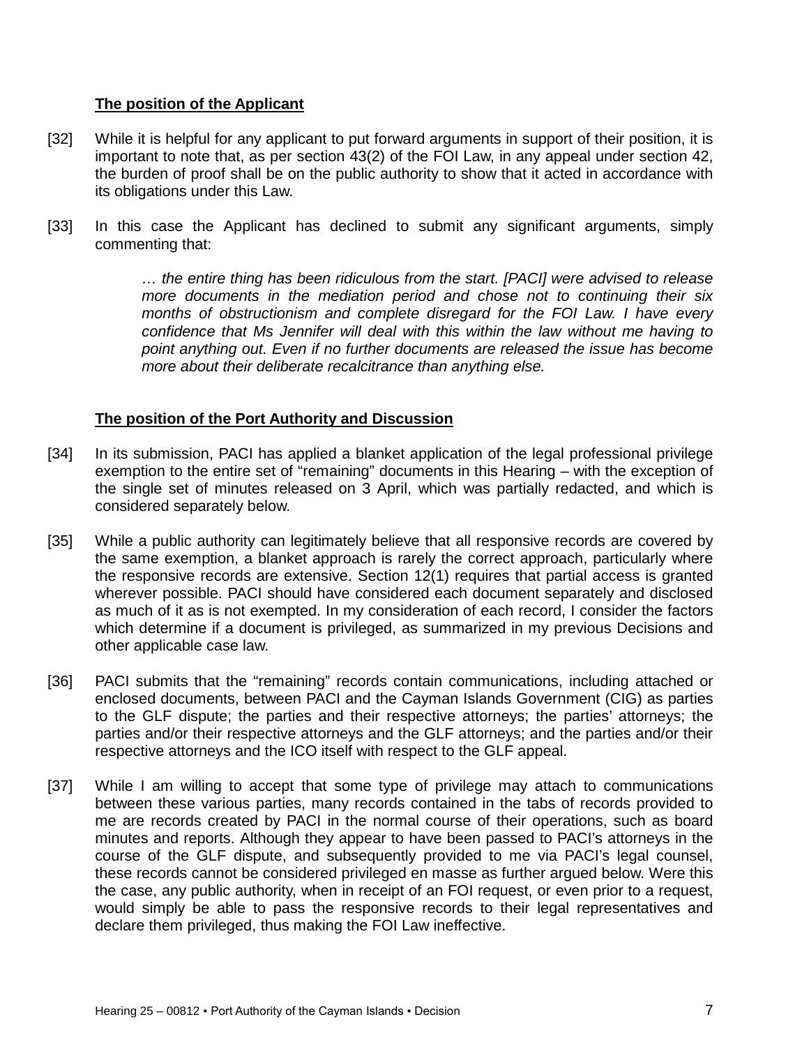## The position of the Applicant

[32] While it is helpful for any applicant to put forward arguments in support of their position, it is important to note that, as per section 43(2) of the FOI Law, in any appeal under section 42, the burden of proof shall be on the public authority to show that it acted in accordance with its obligations under this Law.

[33] In this case the Applicant has declined to submit any significant arguments, simply commenting that:

> *… the entire thing has been ridiculous from the start. [PACI] were advised to release more documents in the mediation period and chose not to continuing their six months of obstructionism and complete disregard for the FOI Law. I have every confidence that Ms Jennifer will deal with this within the law without me having to point anything out. Even if no further documents are released the issue has become more about their deliberate recalcitrance than anything else.*

## The position of the Port Authority and Discussion

[34] In its submission, PACI has applied a blanket application of the legal professional privilege exemption to the entire set of "remaining" documents in this Hearing – with the exception of the single set of minutes released on 3 April, which was partially redacted, and which is considered separately below.

[35] While a public authority can legitimately believe that all responsive records are covered by the same exemption, a blanket approach is rarely the correct approach, particularly where the responsive records are extensive. Section 12(1) requires that partial access is granted wherever possible. PACI should have considered each document separately and disclosed as much of it as is not exempted. In my consideration of each record, I consider the factors which determine if a document is privileged, as summarized in my previous Decisions and other applicable case law.

[36] PACI submits that the "remaining" records contain communications, including attached or enclosed documents, between PACI and the Cayman Islands Government (CIG) as parties to the GLF dispute; the parties and their respective attorneys; the parties' attorneys; the parties and/or their respective attorneys and the GLF attorneys; and the parties and/or their respective attorneys and the ICO itself with respect to the GLF appeal.

[37] While I am willing to accept that some type of privilege may attach to communications between these various parties, many records contained in the tabs of records provided to me are records created by PACI in the normal course of their operations, such as board minutes and reports. Although they appear to have been passed to PACI's attorneys in the course of the GLF dispute, and subsequently provided to me via PACI's legal counsel, these records cannot be considered privileged en masse as further argued below. Were this the case, any public authority, when in receipt of an FOI request, or even prior to a request, would simply be able to pass the responsive records to their legal representatives and declare them privileged, thus making the FOI Law ineffective.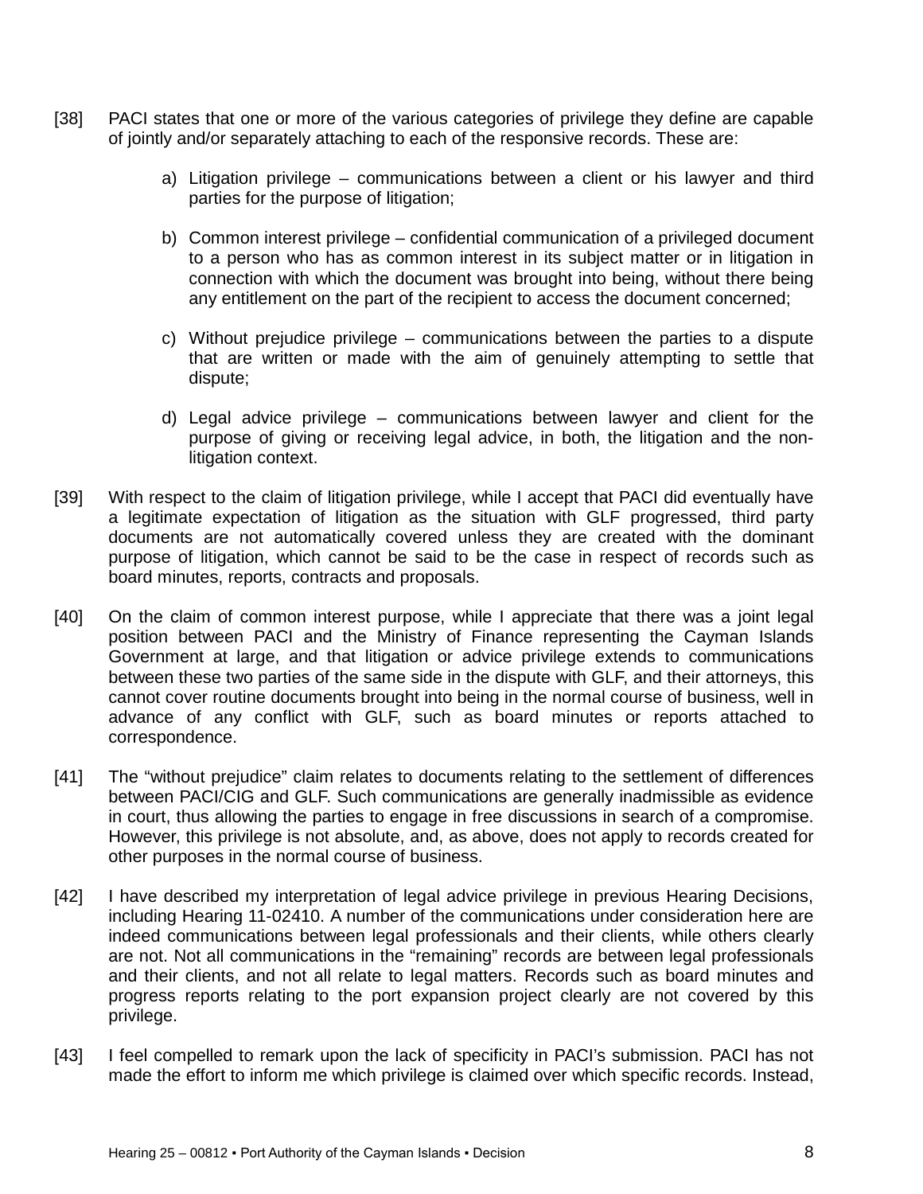[38] PACI states that one or more of the various categories of privilege they define are capable of jointly and/or separately attaching to each of the responsive records. These are:

a) Litigation privilege – communications between a client or his lawyer and third parties for the purpose of litigation;

b) Common interest privilege – confidential communication of a privileged document to a person who has as common interest in its subject matter or in litigation in connection with which the document was brought into being, without there being any entitlement on the part of the recipient to access the document concerned;

c) Without prejudice privilege – communications between the parties to a dispute that are written or made with the aim of genuinely attempting to settle that dispute;

d) Legal advice privilege – communications between lawyer and client for the purpose of giving or receiving legal advice, in both, the litigation and the non-litigation context.

[39] With respect to the claim of litigation privilege, while I accept that PACI did eventually have a legitimate expectation of litigation as the situation with GLF progressed, third party documents are not automatically covered unless they are created with the dominant purpose of litigation, which cannot be said to be the case in respect of records such as board minutes, reports, contracts and proposals.

[40] On the claim of common interest purpose, while I appreciate that there was a joint legal position between PACI and the Ministry of Finance representing the Cayman Islands Government at large, and that litigation or advice privilege extends to communications between these two parties of the same side in the dispute with GLF, and their attorneys, this cannot cover routine documents brought into being in the normal course of business, well in advance of any conflict with GLF, such as board minutes or reports attached to correspondence.

[41] The "without prejudice" claim relates to documents relating to the settlement of differences between PACI/CIG and GLF. Such communications are generally inadmissible as evidence in court, thus allowing the parties to engage in free discussions in search of a compromise. However, this privilege is not absolute, and, as above, does not apply to records created for other purposes in the normal course of business.

[42] I have described my interpretation of legal advice privilege in previous Hearing Decisions, including Hearing 11-02410. A number of the communications under consideration here are indeed communications between legal professionals and their clients, while others clearly are not. Not all communications in the "remaining" records are between legal professionals and their clients, and not all relate to legal matters. Records such as board minutes and progress reports relating to the port expansion project clearly are not covered by this privilege.

[43] I feel compelled to remark upon the lack of specificity in PACI's submission. PACI has not made the effort to inform me which privilege is claimed over which specific records. Instead,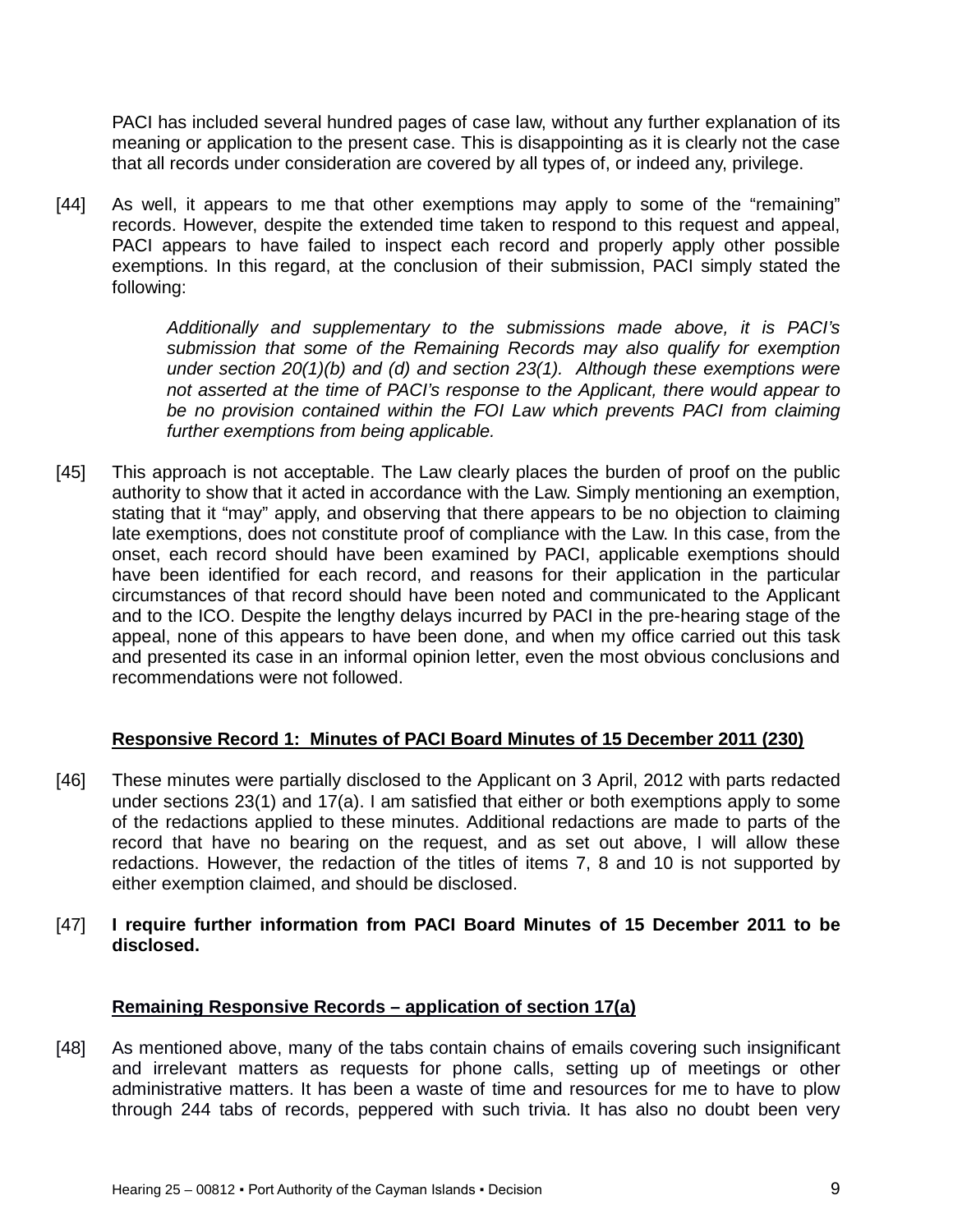PACI has included several hundred pages of case law, without any further explanation of its meaning or application to the present case. This is disappointing as it is clearly not the case that all records under consideration are covered by all types of, or indeed any, privilege.

[44] As well, it appears to me that other exemptions may apply to some of the "remaining" records. However, despite the extended time taken to respond to this request and appeal, PACI appears to have failed to inspect each record and properly apply other possible exemptions. In this regard, at the conclusion of their submission, PACI simply stated the following:

> *Additionally and supplementary to the submissions made above, it is PACI's submission that some of the Remaining Records may also qualify for exemption under section 20(1)(b) and (d) and section 23(1). Although these exemptions were not asserted at the time of PACI's response to the Applicant, there would appear to be no provision contained within the FOI Law which prevents PACI from claiming further exemptions from being applicable.*

[45] This approach is not acceptable. The Law clearly places the burden of proof on the public authority to show that it acted in accordance with the Law. Simply mentioning an exemption, stating that it "may" apply, and observing that there appears to be no objection to claiming late exemptions, does not constitute proof of compliance with the Law. In this case, from the onset, each record should have been examined by PACI, applicable exemptions should have been identified for each record, and reasons for their application in the particular circumstances of that record should have been noted and communicated to the Applicant and to the ICO. Despite the lengthy delays incurred by PACI in the pre-hearing stage of the appeal, none of this appears to have been done, and when my office carried out this task and presented its case in an informal opinion letter, even the most obvious conclusions and recommendations were not followed.

**Responsive Record 1: Minutes of PACI Board Minutes of 15 December 2011 (230)**

[46] These minutes were partially disclosed to the Applicant on 3 April, 2012 with parts redacted under sections 23(1) and 17(a). I am satisfied that either or both exemptions apply to some of the redactions applied to these minutes. Additional redactions are made to parts of the record that have no bearing on the request, and as set out above, I will allow these redactions. However, the redaction of the titles of items 7, 8 and 10 is not supported by either exemption claimed, and should be disclosed.

[47] **I require further information from PACI Board Minutes of 15 December 2011 to be disclosed.**

**Remaining Responsive Records – application of section 17(a)**

[48] As mentioned above, many of the tabs contain chains of emails covering such insignificant and irrelevant matters as requests for phone calls, setting up of meetings or other administrative matters. It has been a waste of time and resources for me to have to plow through 244 tabs of records, peppered with such trivia. It has also no doubt been very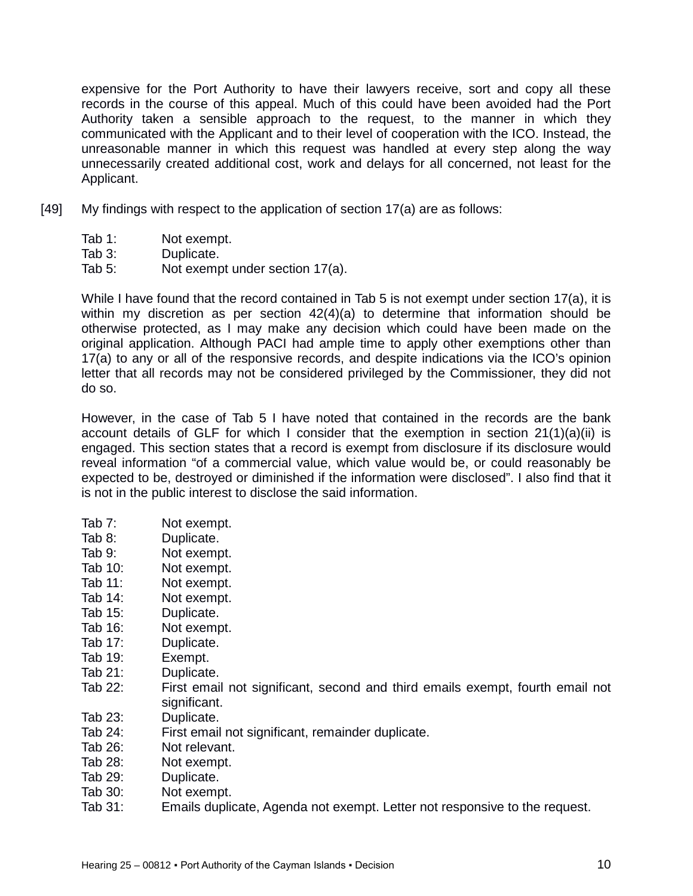expensive for the Port Authority to have their lawyers receive, sort and copy all these records in the course of this appeal. Much of this could have been avoided had the Port Authority taken a sensible approach to the request, to the manner in which they communicated with the Applicant and to their level of cooperation with the ICO. Instead, the unreasonable manner in which this request was handled at every step along the way unnecessarily created additional cost, work and delays for all concerned, not least for the Applicant.

[49] My findings with respect to the application of section 17(a) are as follows:

Tab 1: Not exempt.  
Tab 3: Duplicate.  
Tab 5: Not exempt under section 17(a).

While I have found that the record contained in Tab 5 is not exempt under section 17(a), it is within my discretion as per section 42(4)(a) to determine that information should be otherwise protected, as I may make any decision which could have been made on the original application. Although PACI had ample time to apply other exemptions other than 17(a) to any or all of the responsive records, and despite indications via the ICO's opinion letter that all records may not be considered privileged by the Commissioner, they did not do so.

However, in the case of Tab 5 I have noted that contained in the records are the bank account details of GLF for which I consider that the exemption in section 21(1)(a)(ii) is engaged. This section states that a record is exempt from disclosure if its disclosure would reveal information "of a commercial value, which value would be, or could reasonably be expected to be, destroyed or diminished if the information were disclosed". I also find that it is not in the public interest to disclose the said information.

Tab 7: Not exempt.  
Tab 8: Duplicate.  
Tab 9: Not exempt.  
Tab 10: Not exempt.  
Tab 11: Not exempt.  
Tab 14: Not exempt.  
Tab 15: Duplicate.  
Tab 16: Not exempt.  
Tab 17: Duplicate.  
Tab 19: Exempt.  
Tab 21: Duplicate.  
Tab 22: First email not significant, second and third emails exempt, fourth email not significant.  
Tab 23: Duplicate.  
Tab 24: First email not significant, remainder duplicate.  
Tab 26: Not relevant.  
Tab 28: Not exempt.  
Tab 29: Duplicate.  
Tab 30: Not exempt.  
Tab 31: Emails duplicate, Agenda not exempt. Letter not responsive to the request.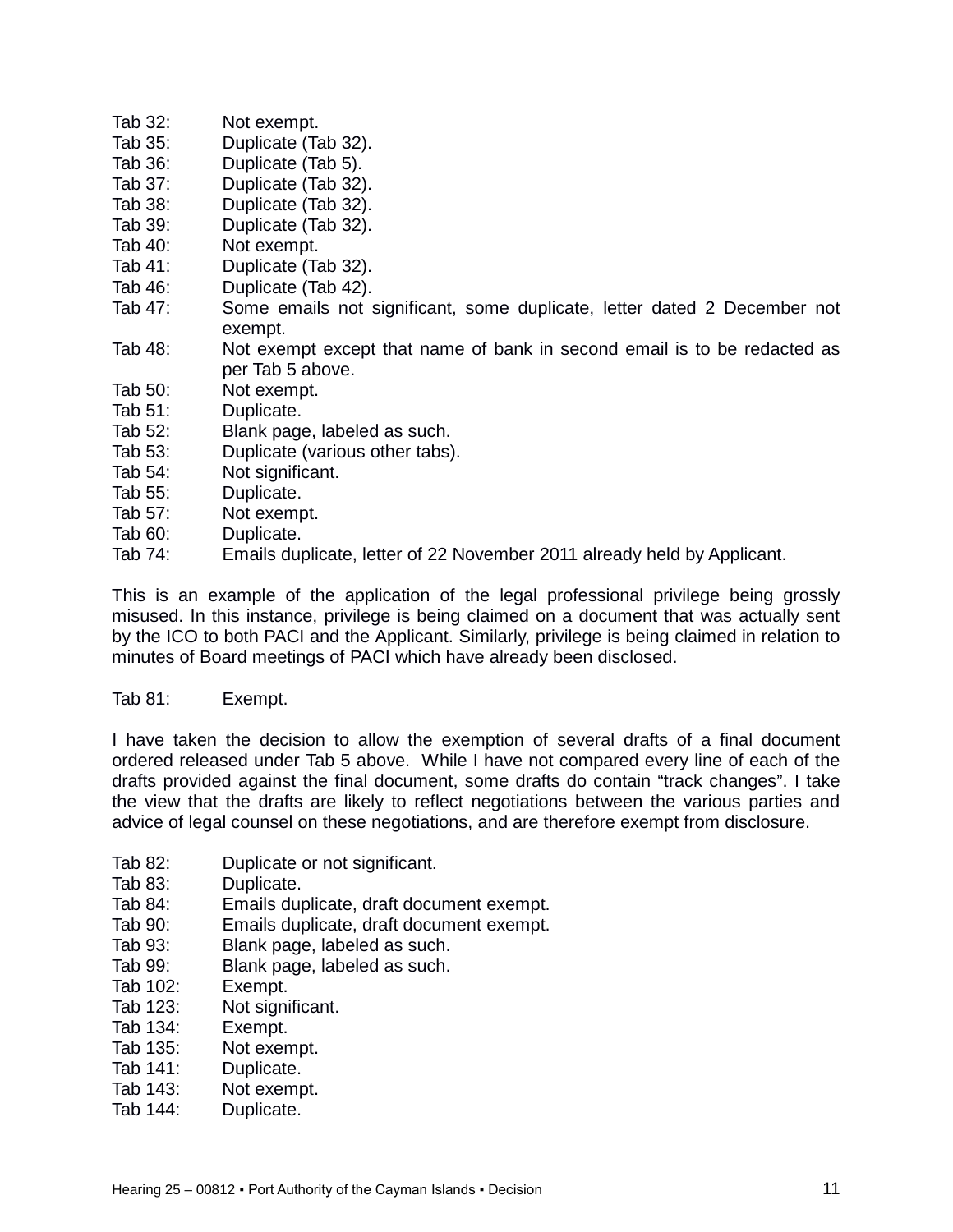Tab 32: Not exempt.
Tab 35: Duplicate (Tab 32).
Tab 36: Duplicate (Tab 5).
Tab 37: Duplicate (Tab 32).
Tab 38: Duplicate (Tab 32).
Tab 39: Duplicate (Tab 32).
Tab 40: Not exempt.
Tab 41: Duplicate (Tab 32).
Tab 46: Duplicate (Tab 42).
Tab 47: Some emails not significant, some duplicate, letter dated 2 December not exempt.
Tab 48: Not exempt except that name of bank in second email is to be redacted as per Tab 5 above.
Tab 50: Not exempt.
Tab 51: Duplicate.
Tab 52: Blank page, labeled as such.
Tab 53: Duplicate (various other tabs).
Tab 54: Not significant.
Tab 55: Duplicate.
Tab 57: Not exempt.
Tab 60: Duplicate.
Tab 74: Emails duplicate, letter of 22 November 2011 already held by Applicant.

This is an example of the application of the legal professional privilege being grossly misused. In this instance, privilege is being claimed on a document that was actually sent by the ICO to both PACI and the Applicant. Similarly, privilege is being claimed in relation to minutes of Board meetings of PACI which have already been disclosed.

Tab 81: Exempt.

I have taken the decision to allow the exemption of several drafts of a final document ordered released under Tab 5 above. While I have not compared every line of each of the drafts provided against the final document, some drafts do contain "track changes". I take the view that the drafts are likely to reflect negotiations between the various parties and advice of legal counsel on these negotiations, and are therefore exempt from disclosure.

Tab 82: Duplicate or not significant.
Tab 83: Duplicate.
Tab 84: Emails duplicate, draft document exempt.
Tab 90: Emails duplicate, draft document exempt.
Tab 93: Blank page, labeled as such.
Tab 99: Blank page, labeled as such.
Tab 102: Exempt.
Tab 123: Not significant.
Tab 134: Exempt.
Tab 135: Not exempt.
Tab 141: Duplicate.
Tab 143: Not exempt.
Tab 144: Duplicate.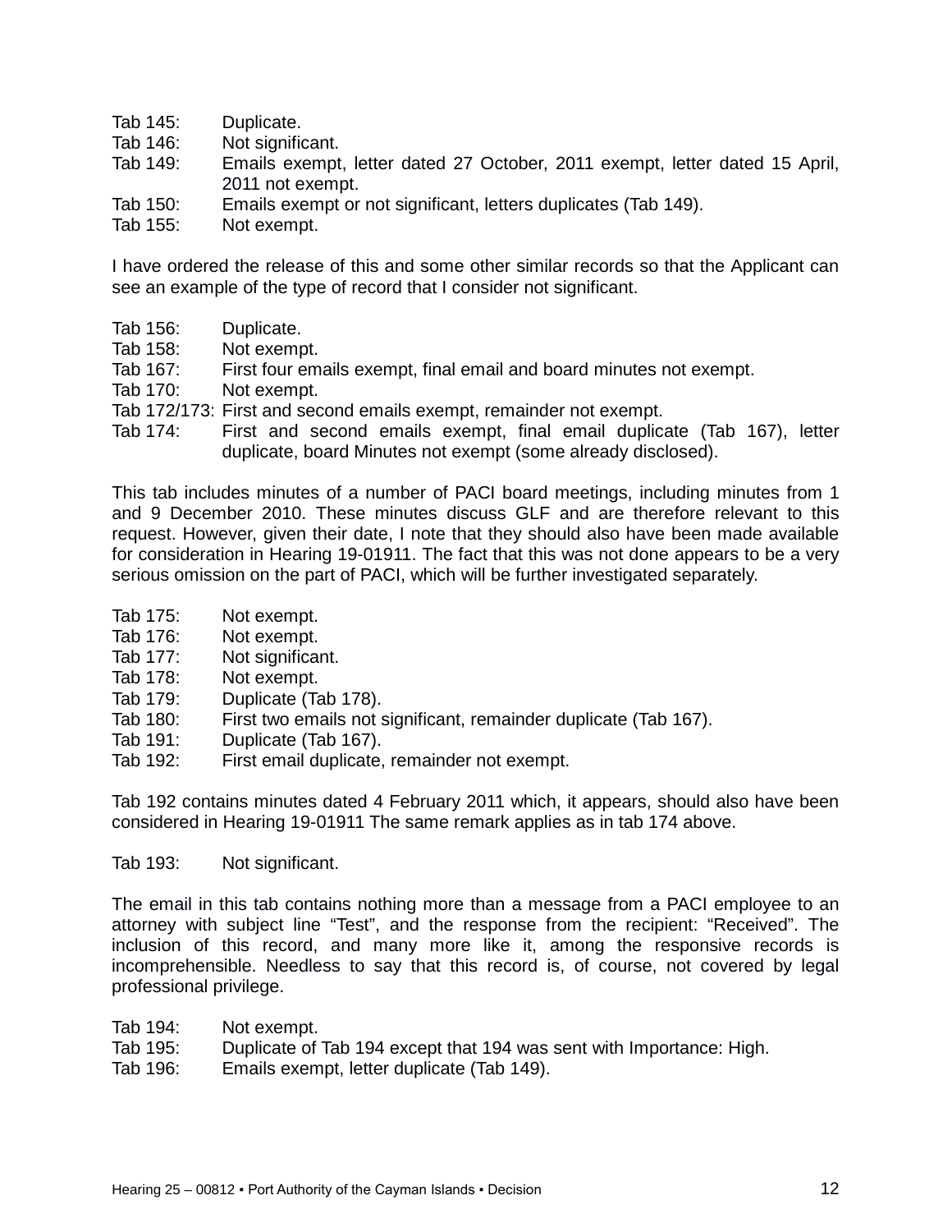Tab 145: Duplicate.
Tab 146: Not significant.
Tab 149: Emails exempt, letter dated 27 October, 2011 exempt, letter dated 15 April, 2011 not exempt.
Tab 150: Emails exempt or not significant, letters duplicates (Tab 149).
Tab 155: Not exempt.

I have ordered the release of this and some other similar records so that the Applicant can see an example of the type of record that I consider not significant.

Tab 156: Duplicate.
Tab 158: Not exempt.
Tab 167: First four emails exempt, final email and board minutes not exempt.
Tab 170: Not exempt.
Tab 172/173: First and second emails exempt, remainder not exempt.
Tab 174: First and second emails exempt, final email duplicate (Tab 167), letter duplicate, board Minutes not exempt (some already disclosed).

This tab includes minutes of a number of PACI board meetings, including minutes from 1 and 9 December 2010. These minutes discuss GLF and are therefore relevant to this request. However, given their date, I note that they should also have been made available for consideration in Hearing 19-01911. The fact that this was not done appears to be a very serious omission on the part of PACI, which will be further investigated separately.

Tab 175: Not exempt.
Tab 176: Not exempt.
Tab 177: Not significant.
Tab 178: Not exempt.
Tab 179: Duplicate (Tab 178).
Tab 180: First two emails not significant, remainder duplicate (Tab 167).
Tab 191: Duplicate (Tab 167).
Tab 192: First email duplicate, remainder not exempt.

Tab 192 contains minutes dated 4 February 2011 which, it appears, should also have been considered in Hearing 19-01911 The same remark applies as in tab 174 above.

Tab 193: Not significant.

The email in this tab contains nothing more than a message from a PACI employee to an attorney with subject line "Test", and the response from the recipient: "Received". The inclusion of this record, and many more like it, among the responsive records is incomprehensible. Needless to say that this record is, of course, not covered by legal professional privilege.

Tab 194: Not exempt.
Tab 195: Duplicate of Tab 194 except that 194 was sent with Importance: High.
Tab 196: Emails exempt, letter duplicate (Tab 149).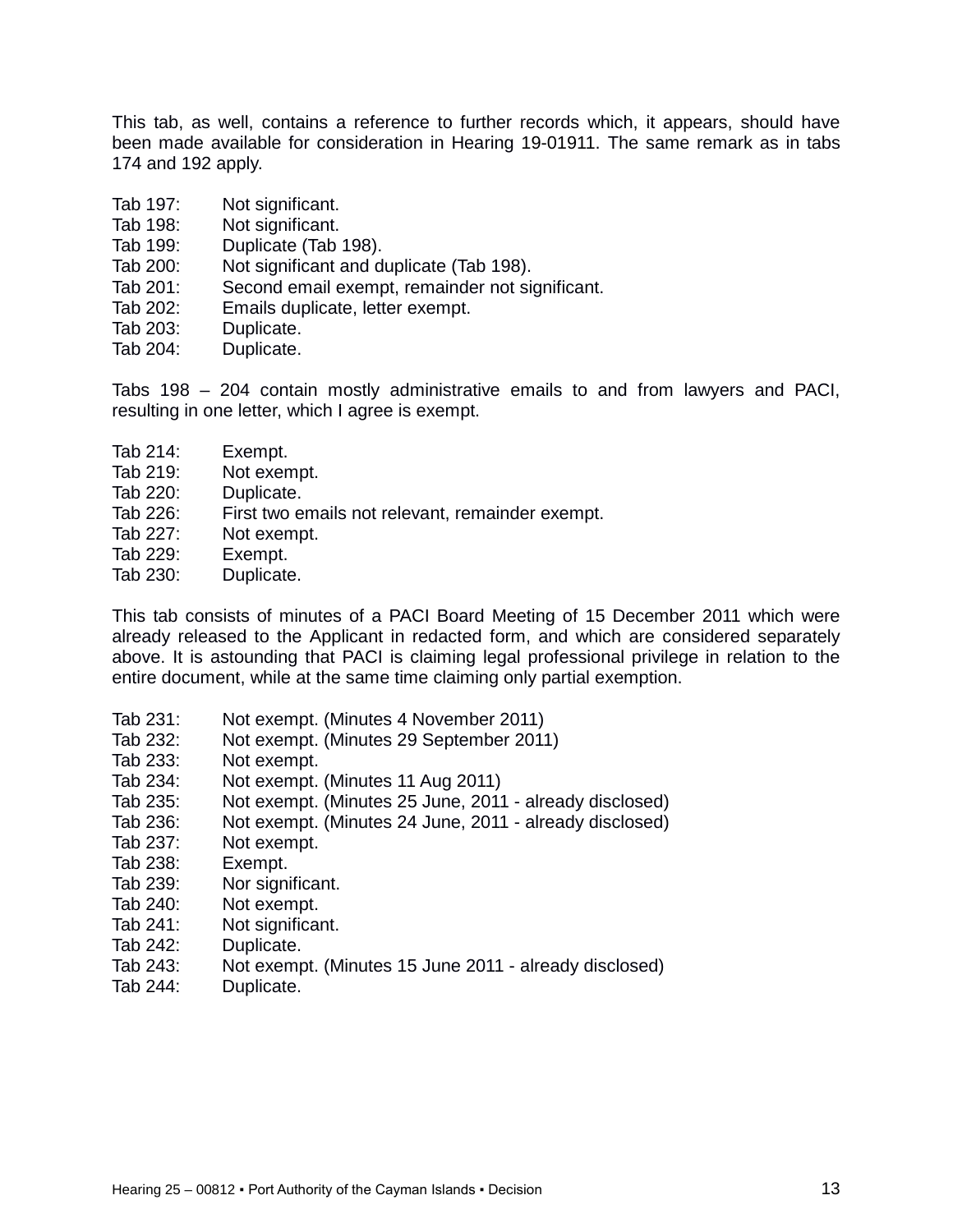This tab, as well, contains a reference to further records which, it appears, should have been made available for consideration in Hearing 19-01911. The same remark as in tabs 174 and 192 apply.

Tab 197: Not significant.
Tab 198: Not significant.
Tab 199: Duplicate (Tab 198).
Tab 200: Not significant and duplicate (Tab 198).
Tab 201: Second email exempt, remainder not significant.
Tab 202: Emails duplicate, letter exempt.
Tab 203: Duplicate.
Tab 204: Duplicate.

Tabs 198 – 204 contain mostly administrative emails to and from lawyers and PACI, resulting in one letter, which I agree is exempt.

Tab 214: Exempt.
Tab 219: Not exempt.
Tab 220: Duplicate.
Tab 226: First two emails not relevant, remainder exempt.
Tab 227: Not exempt.
Tab 229: Exempt.
Tab 230: Duplicate.

This tab consists of minutes of a PACI Board Meeting of 15 December 2011 which were already released to the Applicant in redacted form, and which are considered separately above. It is astounding that PACI is claiming legal professional privilege in relation to the entire document, while at the same time claiming only partial exemption.

Tab 231: Not exempt. (Minutes 4 November 2011)
Tab 232: Not exempt. (Minutes 29 September 2011)
Tab 233: Not exempt.
Tab 234: Not exempt. (Minutes 11 Aug 2011)
Tab 235: Not exempt. (Minutes 25 June, 2011 - already disclosed)
Tab 236: Not exempt. (Minutes 24 June, 2011 - already disclosed)
Tab 237: Not exempt.
Tab 238: Exempt.
Tab 239: Nor significant.
Tab 240: Not exempt.
Tab 241: Not significant.
Tab 242: Duplicate.
Tab 243: Not exempt. (Minutes 15 June 2011 - already disclosed)
Tab 244: Duplicate.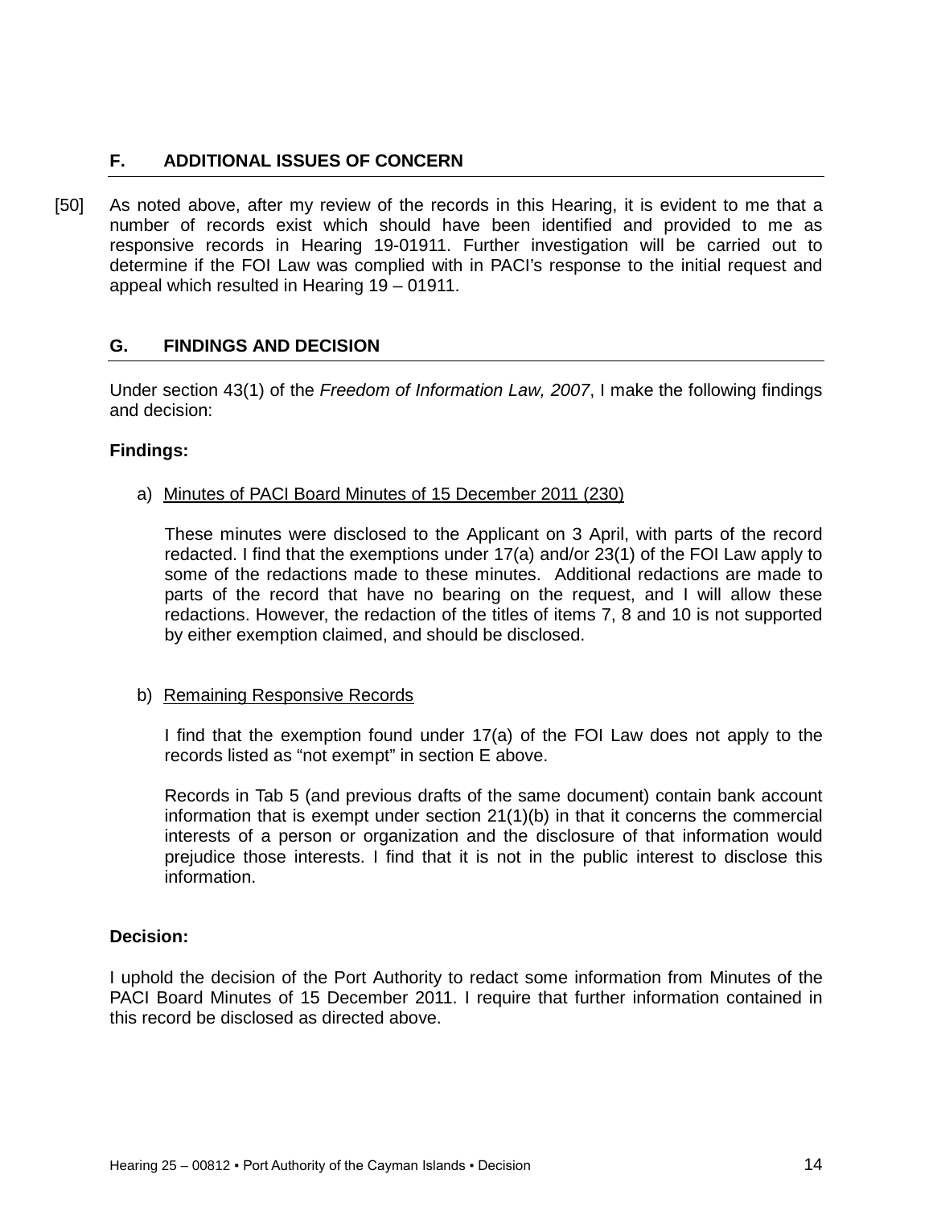## F. ADDITIONAL ISSUES OF CONCERN

[50] As noted above, after my review of the records in this Hearing, it is evident to me that a number of records exist which should have been identified and provided to me as responsive records in Hearing 19-01911. Further investigation will be carried out to determine if the FOI Law was complied with in PACI's response to the initial request and appeal which resulted in Hearing 19 – 01911.

## G. FINDINGS AND DECISION

Under section 43(1) of the *Freedom of Information Law, 2007*, I make the following findings and decision:

**Findings:**

a) Minutes of PACI Board Minutes of 15 December 2011 (230)

These minutes were disclosed to the Applicant on 3 April, with parts of the record redacted. I find that the exemptions under 17(a) and/or 23(1) of the FOI Law apply to some of the redactions made to these minutes. Additional redactions are made to parts of the record that have no bearing on the request, and I will allow these redactions. However, the redaction of the titles of items 7, 8 and 10 is not supported by either exemption claimed, and should be disclosed.

b) Remaining Responsive Records

I find that the exemption found under 17(a) of the FOI Law does not apply to the records listed as "not exempt" in section E above.

Records in Tab 5 (and previous drafts of the same document) contain bank account information that is exempt under section 21(1)(b) in that it concerns the commercial interests of a person or organization and the disclosure of that information would prejudice those interests. I find that it is not in the public interest to disclose this information.

**Decision:**

I uphold the decision of the Port Authority to redact some information from Minutes of the PACI Board Minutes of 15 December 2011. I require that further information contained in this record be disclosed as directed above.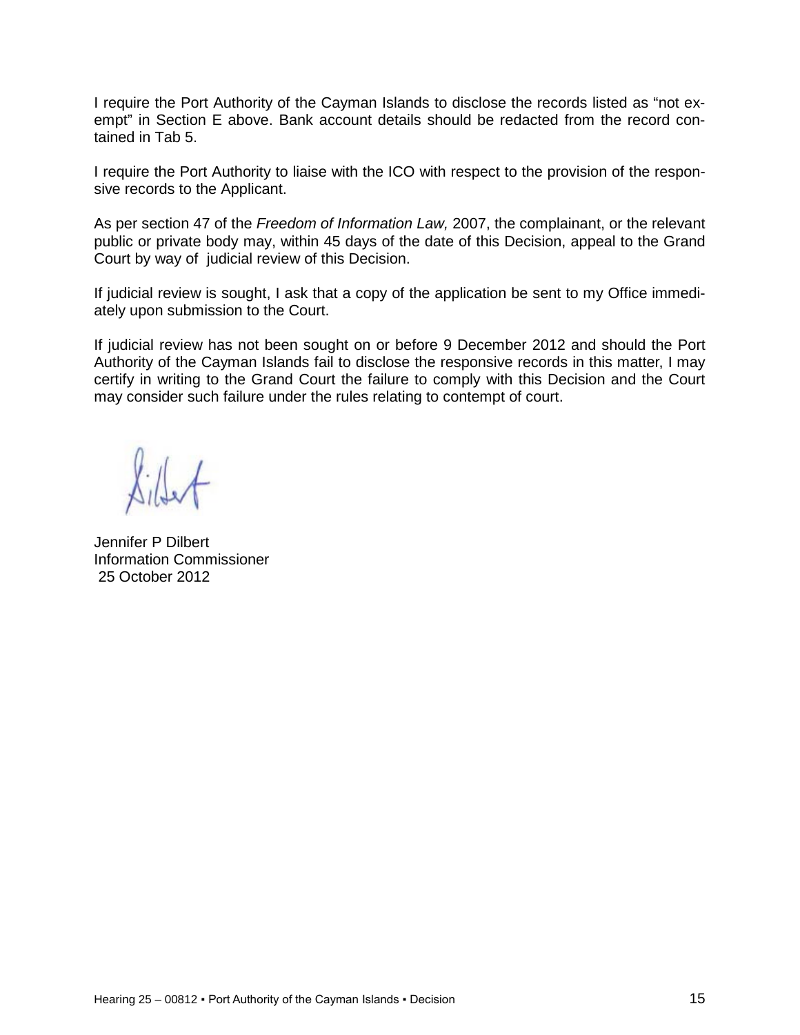I require the Port Authority of the Cayman Islands to disclose the records listed as "not exempt" in Section E above. Bank account details should be redacted from the record contained in Tab 5.

I require the Port Authority to liaise with the ICO with respect to the provision of the responsive records to the Applicant.

As per section 47 of the *Freedom of Information Law,* 2007, the complainant, or the relevant public or private body may, within 45 days of the date of this Decision, appeal to the Grand Court by way of judicial review of this Decision.

If judicial review is sought, I ask that a copy of the application be sent to my Office immediately upon submission to the Court.

If judicial review has not been sought on or before 9 December 2012 and should the Port Authority of the Cayman Islands fail to disclose the responsive records in this matter, I may certify in writing to the Grand Court the failure to comply with this Decision and the Court may consider such failure under the rules relating to contempt of court.

Jennifer P Dilbert
Information Commissioner
25 October 2012